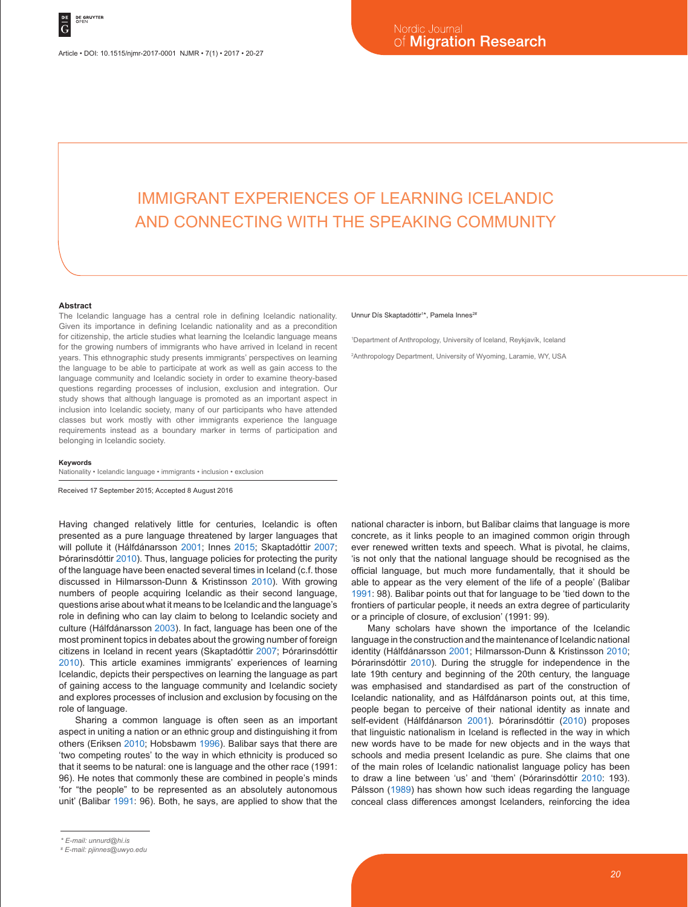# IMMIGRANT EXPERIENCES OF LEARNING ICELANDIC AND CONNECTING WITH THE SPEAKING COMMUNITY

Unnur Dís Skaptadóttir[1]*, Pamela Innes[2]#

[1]Department of Anthropology, University of Iceland, Reykjavík, Iceland

[2]Anthropology Department, University of Wyoming, Laramie, WY, USA

### Abstract

The Icelandic language has a central role in defining Icelandic nationality. Given its importance in defining Icelandic nationality and as a precondition for citizenship, the article studies what learning the Icelandic language means for the growing numbers of immigrants who have arrived in Iceland in recent years. This ethnographic study presents immigrants' perspectives on learning the language to be able to participate at work as well as gain access to the language community and Icelandic society in order to examine theory-based questions regarding processes of inclusion, exclusion and integration. Our study shows that although language is promoted as an important aspect in inclusion into Icelandic society, many of our participants who have attended classes but work mostly with other immigrants experience the language requirements instead as a boundary marker in terms of participation and belonging in Icelandic society.

### Keywords

Nationality • Icelandic language • immigrants • inclusion • exclusion

Received 17 September 2015; Accepted 8 August 2016

Having changed relatively little for centuries, Icelandic is often presented as a pure language threatened by larger languages that will pollute it (Hálfdánarsson 2001; Innes 2015; Skaptadóttir 2007; Þórarinsdóttir 2010). Thus, language policies for protecting the purity of the language have been enacted several times in Iceland (c.f. those discussed in Hilmarsson-Dunn & Kristinsson 2010). With growing numbers of people acquiring Icelandic as their second language, questions arise about what it means to be Icelandic and the language's role in defining who can lay claim to belong to Icelandic society and culture (Hálfdánarsson 2003). In fact, language has been one of the most prominent topics in debates about the growing number of foreign citizens in Iceland in recent years (Skaptadóttir 2007; Þórarinsdóttir 2010). This article examines immigrants' experiences of learning Icelandic, depicts their perspectives on learning the language as part of gaining access to the language community and Icelandic society and explores processes of inclusion and exclusion by focusing on the role of language.

Sharing a common language is often seen as an important aspect in uniting a nation or an ethnic group and distinguishing it from others (Eriksen 2010; Hobsbawm 1996). Balibar says that there are 'two competing routes' to the way in which ethnicity is produced so that it seems to be natural: one is language and the other race (1991: 96). He notes that commonly these are combined in people's minds 'for "the people" to be represented as an absolutely autonomous unit' (Balibar 1991: 96). Both, he says, are applied to show that the national character is inborn, but Balibar claims that language is more concrete, as it links people to an imagined common origin through ever renewed written texts and speech. What is pivotal, he claims, 'is not only that the national language should be recognised as the official language, but much more fundamentally, that it should be able to appear as the very element of the life of a people' (Balibar 1991: 98). Balibar points out that for language to be 'tied down to the frontiers of particular people, it needs an extra degree of particularity or a principle of closure, of exclusion' (1991: 99).

Many scholars have shown the importance of the Icelandic language in the construction and the maintenance of Icelandic national identity (Hálfdánarsson 2001; Hilmarsson-Dunn & Kristinsson 2010; Þórarinsdóttir 2010). During the struggle for independence in the late 19th century and beginning of the 20th century, the language was emphasised and standardised as part of the construction of Icelandic nationality, and as Hálfdánarson points out, at this time, people began to perceive of their national identity as innate and self-evident (Hálfdánarson 2001). Þórarinsdóttir (2010) proposes that linguistic nationalism in Iceland is reflected in the way in which new words have to be made for new objects and in the ways that schools and media present Icelandic as pure. She claims that one of the main roles of Icelandic nationalist language policy has been to draw a line between 'us' and 'them' (Þórarinsdóttir 2010: 193). Pálsson (1989) has shown how such ideas regarding the language conceal class differences amongst Icelanders, reinforcing the idea

\* E-mail: unnurd@hi.is

\# E-mail: pjinnes@uwyo.edu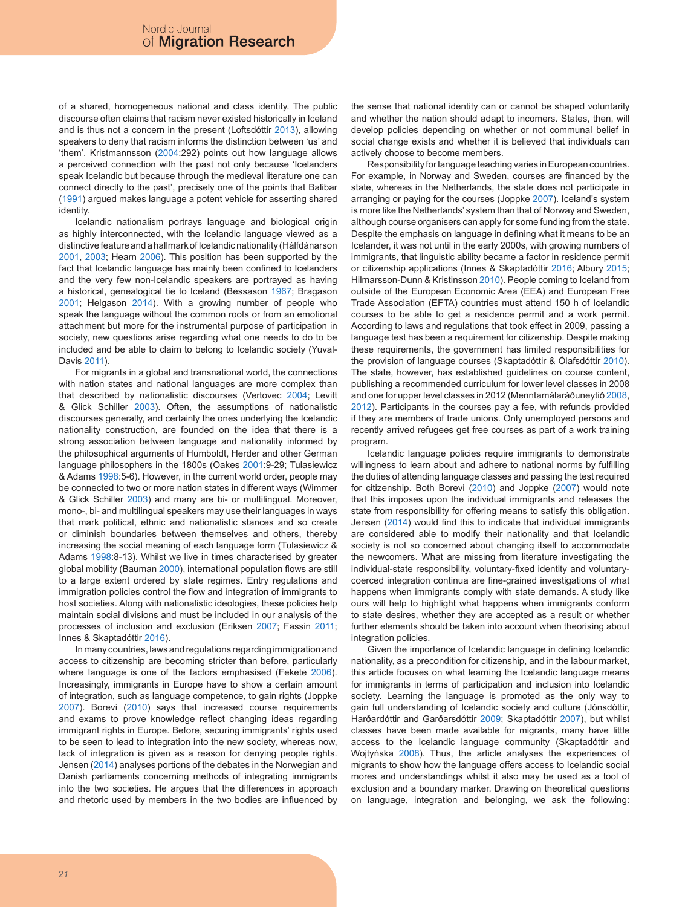of a shared, homogeneous national and class identity. The public discourse often claims that racism never existed historically in Iceland and is thus not a concern in the present (Loftsdóttir 2013), allowing speakers to deny that racism informs the distinction between 'us' and 'them'. Kristmannsson (2004:292) points out how language allows a perceived connection with the past not only because 'Icelanders speak Icelandic but because through the medieval literature one can connect directly to the past', precisely one of the points that Balibar (1991) argued makes language a potent vehicle for asserting shared identity.

Icelandic nationalism portrays language and biological origin as highly interconnected, with the Icelandic language viewed as a distinctive feature and a hallmark of Icelandic nationality (Hálfdánarson 2001, 2003; Hearn 2006). This position has been supported by the fact that Icelandic language has mainly been confined to Icelanders and the very few non-Icelandic speakers are portrayed as having a historical, genealogical tie to Iceland (Bessason 1967; Bragason 2001; Helgason 2014). With a growing number of people who speak the language without the common roots or from an emotional attachment but more for the instrumental purpose of participation in society, new questions arise regarding what one needs to do to be included and be able to claim to belong to Icelandic society (Yuval-Davis 2011).

For migrants in a global and transnational world, the connections with nation states and national languages are more complex than that described by nationalistic discourses (Vertovec 2004; Levitt & Glick Schiller 2003). Often, the assumptions of nationalistic discourses generally, and certainly the ones underlying the Icelandic nationality construction, are founded on the idea that there is a strong association between language and nationality informed by the philosophical arguments of Humboldt, Herder and other German language philosophers in the 1800s (Oakes 2001:9-29; Tulasiewicz & Adams 1998:5-6). However, in the current world order, people may be connected to two or more nation states in different ways (Wimmer & Glick Schiller 2003) and many are bi- or multilingual. Moreover, mono-, bi- and multilingual speakers may use their languages in ways that mark political, ethnic and nationalistic stances and so create or diminish boundaries between themselves and others, thereby increasing the social meaning of each language form (Tulasiewicz & Adams 1998:8-13). Whilst we live in times characterised by greater global mobility (Bauman 2000), international population flows are still to a large extent ordered by state regimes. Entry regulations and immigration policies control the flow and integration of immigrants to host societies. Along with nationalistic ideologies, these policies help maintain social divisions and must be included in our analysis of the processes of inclusion and exclusion (Eriksen 2007; Fassin 2011; Innes & Skaptadóttir 2016).

In many countries, laws and regulations regarding immigration and access to citizenship are becoming stricter than before, particularly where language is one of the factors emphasised (Fekete 2006). Increasingly, immigrants in Europe have to show a certain amount of integration, such as language competence, to gain rights (Joppke 2007). Borevi (2010) says that increased course requirements and exams to prove knowledge reflect changing ideas regarding immigrant rights in Europe. Before, securing immigrants' rights used to be seen to lead to integration into the new society, whereas now, lack of integration is given as a reason for denying people rights. Jensen (2014) analyses portions of the debates in the Norwegian and Danish parliaments concerning methods of integrating immigrants into the two societies. He argues that the differences in approach and rhetoric used by members in the two bodies are influenced by the sense that national identity can or cannot be shaped voluntarily and whether the nation should adapt to incomers. States, then, will develop policies depending on whether or not communal belief in social change exists and whether it is believed that individuals can actively choose to become members.

Responsibility for language teaching varies in European countries. For example, in Norway and Sweden, courses are financed by the state, whereas in the Netherlands, the state does not participate in arranging or paying for the courses (Joppke 2007). Iceland's system is more like the Netherlands' system than that of Norway and Sweden, although course organisers can apply for some funding from the state. Despite the emphasis on language in defining what it means to be an Icelander, it was not until in the early 2000s, with growing numbers of immigrants, that linguistic ability became a factor in residence permit or citizenship applications (Innes & Skaptadóttir 2016; Albury 2015; Hilmarsson-Dunn & Kristinsson 2010). People coming to Iceland from outside of the European Economic Area (EEA) and European Free Trade Association (EFTA) countries must attend 150 h of Icelandic courses to be able to get a residence permit and a work permit. According to laws and regulations that took effect in 2009, passing a language test has been a requirement for citizenship. Despite making these requirements, the government has limited responsibilities for the provision of language courses (Skaptadóttir & Ólafsdóttir 2010). The state, however, has established guidelines on course content, publishing a recommended curriculum for lower level classes in 2008 and one for upper level classes in 2012 (Menntamálaráðuneytið 2008, 2012). Participants in the courses pay a fee, with refunds provided if they are members of trade unions. Only unemployed persons and recently arrived refugees get free courses as part of a work training program.

Icelandic language policies require immigrants to demonstrate willingness to learn about and adhere to national norms by fulfilling the duties of attending language classes and passing the test required for citizenship. Both Borevi (2010) and Joppke (2007) would note that this imposes upon the individual immigrants and releases the state from responsibility for offering means to satisfy this obligation. Jensen (2014) would find this to indicate that individual immigrants are considered able to modify their nationality and that Icelandic society is not so concerned about changing itself to accommodate the newcomers. What are missing from literature investigating the individual-state responsibility, voluntary-fixed identity and voluntary-coerced integration continua are fine-grained investigations of what happens when immigrants comply with state demands. A study like ours will help to highlight what happens when immigrants conform to state desires, whether they are accepted as a result or whether further elements should be taken into account when theorising about integration policies.

Given the importance of Icelandic language in defining Icelandic nationality, as a precondition for citizenship, and in the labour market, this article focuses on what learning the Icelandic language means for immigrants in terms of participation and inclusion into Icelandic society. Learning the language is promoted as the only way to gain full understanding of Icelandic society and culture (Jónsdóttir, Harðardóttir and Garðarsdóttir 2009; Skaptadóttir 2007), but whilst classes have been made available for migrants, many have little access to the Icelandic language community (Skaptadóttir and Wojtyńska 2008). Thus, the article analyses the experiences of migrants to show how the language offers access to Icelandic social mores and understandings whilst it also may be used as a tool of exclusion and a boundary marker. Drawing on theoretical questions on language, integration and belonging, we ask the following: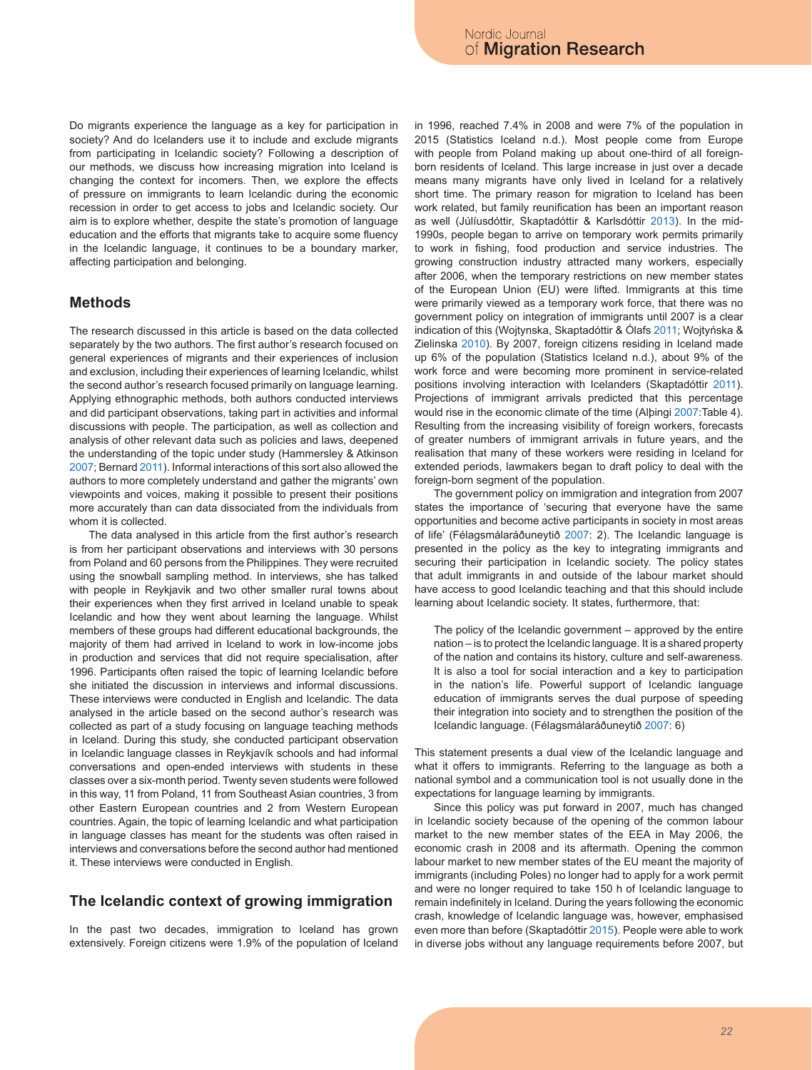Do migrants experience the language as a key for participation in society? And do Icelanders use it to include and exclude migrants from participating in Icelandic society? Following a description of our methods, we discuss how increasing migration into Iceland is changing the context for incomers. Then, we explore the effects of pressure on immigrants to learn Icelandic during the economic recession in order to get access to jobs and Icelandic society. Our aim is to explore whether, despite the state's promotion of language education and the efforts that migrants take to acquire some fluency in the Icelandic language, it continues to be a boundary marker, affecting participation and belonging.

## Methods

The research discussed in this article is based on the data collected separately by the two authors. The first author's research focused on general experiences of migrants and their experiences of inclusion and exclusion, including their experiences of learning Icelandic, whilst the second author's research focused primarily on language learning. Applying ethnographic methods, both authors conducted interviews and did participant observations, taking part in activities and informal discussions with people. The participation, as well as collection and analysis of other relevant data such as policies and laws, deepened the understanding of the topic under study (Hammersley & Atkinson 2007; Bernard 2011). Informal interactions of this sort also allowed the authors to more completely understand and gather the migrants' own viewpoints and voices, making it possible to present their positions more accurately than can data dissociated from the individuals from whom it is collected.

The data analysed in this article from the first author's research is from her participant observations and interviews with 30 persons from Poland and 60 persons from the Philippines. They were recruited using the snowball sampling method. In interviews, she has talked with people in Reykjavik and two other smaller rural towns about their experiences when they first arrived in Iceland unable to speak Icelandic and how they went about learning the language. Whilst members of these groups had different educational backgrounds, the majority of them had arrived in Iceland to work in low-income jobs in production and services that did not require specialisation, after 1996. Participants often raised the topic of learning Icelandic before she initiated the discussion in interviews and informal discussions. These interviews were conducted in English and Icelandic. The data analysed in the article based on the second author's research was collected as part of a study focusing on language teaching methods in Iceland. During this study, she conducted participant observation in Icelandic language classes in Reykjavík schools and had informal conversations and open-ended interviews with students in these classes over a six-month period. Twenty seven students were followed in this way, 11 from Poland, 11 from Southeast Asian countries, 3 from other Eastern European countries and 2 from Western European countries. Again, the topic of learning Icelandic and what participation in language classes has meant for the students was often raised in interviews and conversations before the second author had mentioned it. These interviews were conducted in English.

## The Icelandic context of growing immigration

In the past two decades, immigration to Iceland has grown extensively. Foreign citizens were 1.9% of the population of Iceland in 1996, reached 7.4% in 2008 and were 7% of the population in 2015 (Statistics Iceland n.d.). Most people come from Europe with people from Poland making up about one-third of all foreign-born residents of Iceland. This large increase in just over a decade means many migrants have only lived in Iceland for a relatively short time. The primary reason for migration to Iceland has been work related, but family reunification has been an important reason as well (Júlíusdóttir, Skaptadóttir & Karlsdóttir 2013). In the mid-1990s, people began to arrive on temporary work permits primarily to work in fishing, food production and service industries. The growing construction industry attracted many workers, especially after 2006, when the temporary restrictions on new member states of the European Union (EU) were lifted. Immigrants at this time were primarily viewed as a temporary work force, that there was no government policy on integration of immigrants until 2007 is a clear indication of this (Wojtynska, Skaptadóttir & Ólafs 2011; Wojtyńska & Zielinska 2010). By 2007, foreign citizens residing in Iceland made up 6% of the population (Statistics Iceland n.d.), about 9% of the work force and were becoming more prominent in service-related positions involving interaction with Icelanders (Skaptadóttir 2011). Projections of immigrant arrivals predicted that this percentage would rise in the economic climate of the time (Alþingi 2007:Table 4). Resulting from the increasing visibility of foreign workers, forecasts of greater numbers of immigrant arrivals in future years, and the realisation that many of these workers were residing in Iceland for extended periods, lawmakers began to draft policy to deal with the foreign-born segment of the population.

The government policy on immigration and integration from 2007 states the importance of 'securing that everyone have the same opportunities and become active participants in society in most areas of life' (Félagsmálaráðuneytið 2007: 2). The Icelandic language is presented in the policy as the key to integrating immigrants and securing their participation in Icelandic society. The policy states that adult immigrants in and outside of the labour market should have access to good Icelandic teaching and that this should include learning about Icelandic society. It states, furthermore, that:

> The policy of the Icelandic government – approved by the entire nation – is to protect the Icelandic language. It is a shared property of the nation and contains its history, culture and self-awareness. It is also a tool for social interaction and a key to participation in the nation's life. Powerful support of Icelandic language education of immigrants serves the dual purpose of speeding their integration into society and to strengthen the position of the Icelandic language. (Félagsmálaráðuneytið 2007: 6)

This statement presents a dual view of the Icelandic language and what it offers to immigrants. Referring to the language as both a national symbol and a communication tool is not usually done in the expectations for language learning by immigrants.

Since this policy was put forward in 2007, much has changed in Icelandic society because of the opening of the common labour market to the new member states of the EEA in May 2006, the economic crash in 2008 and its aftermath. Opening the common labour market to new member states of the EU meant the majority of immigrants (including Poles) no longer had to apply for a work permit and were no longer required to take 150 h of Icelandic language to remain indefinitely in Iceland. During the years following the economic crash, knowledge of Icelandic language was, however, emphasised even more than before (Skaptadóttir 2015). People were able to work in diverse jobs without any language requirements before 2007, but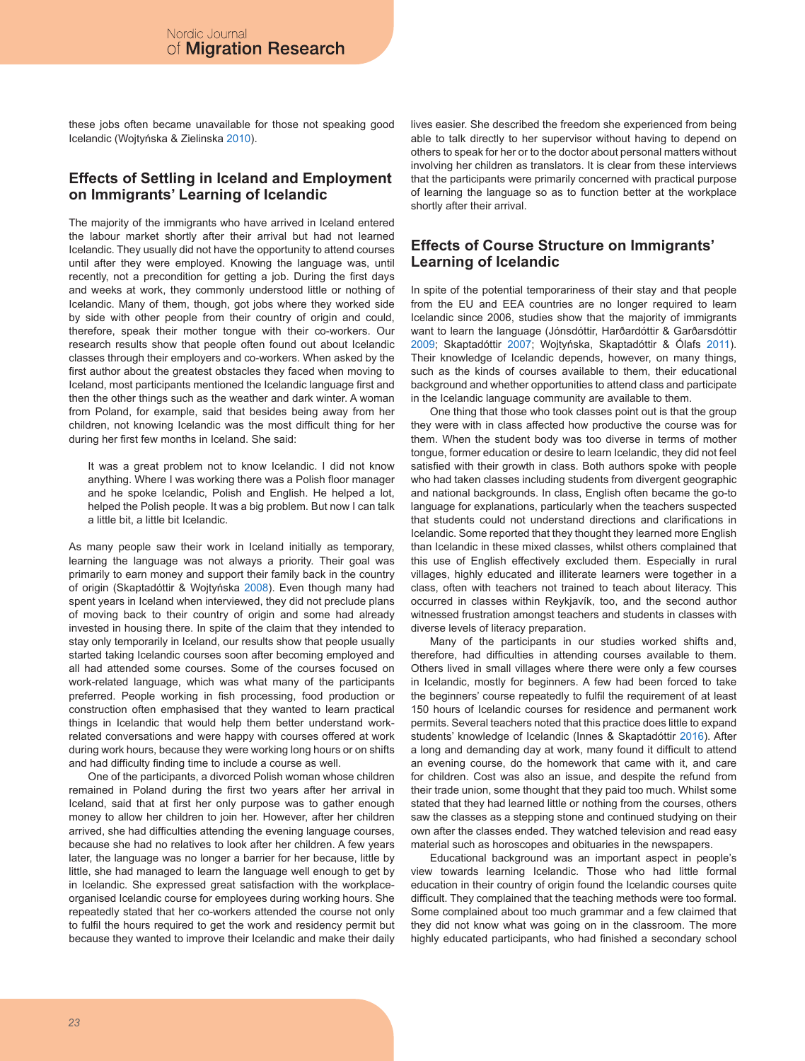these jobs often became unavailable for those not speaking good Icelandic (Wojtyńska & Zielinska 2010).

## Effects of Settling in Iceland and Employment on Immigrants' Learning of Icelandic

The majority of the immigrants who have arrived in Iceland entered the labour market shortly after their arrival but had not learned Icelandic. They usually did not have the opportunity to attend courses until after they were employed. Knowing the language was, until recently, not a precondition for getting a job. During the first days and weeks at work, they commonly understood little or nothing of Icelandic. Many of them, though, got jobs where they worked side by side with other people from their country of origin and could, therefore, speak their mother tongue with their co-workers. Our research results show that people often found out about Icelandic classes through their employers and co-workers. When asked by the first author about the greatest obstacles they faced when moving to Iceland, most participants mentioned the Icelandic language first and then the other things such as the weather and dark winter. A woman from Poland, for example, said that besides being away from her children, not knowing Icelandic was the most difficult thing for her during her first few months in Iceland. She said:

> It was a great problem not to know Icelandic. I did not know anything. Where I was working there was a Polish floor manager and he spoke Icelandic, Polish and English. He helped a lot, helped the Polish people. It was a big problem. But now I can talk a little bit, a little bit Icelandic.

As many people saw their work in Iceland initially as temporary, learning the language was not always a priority. Their goal was primarily to earn money and support their family back in the country of origin (Skaptadóttir & Wojtyńska 2008). Even though many had spent years in Iceland when interviewed, they did not preclude plans of moving back to their country of origin and some had already invested in housing there. In spite of the claim that they intended to stay only temporarily in Iceland, our results show that people usually started taking Icelandic courses soon after becoming employed and all had attended some courses. Some of the courses focused on work-related language, which was what many of the participants preferred. People working in fish processing, food production or construction often emphasised that they wanted to learn practical things in Icelandic that would help them better understand work-related conversations and were happy with courses offered at work during work hours, because they were working long hours or on shifts and had difficulty finding time to include a course as well.

One of the participants, a divorced Polish woman whose children remained in Poland during the first two years after her arrival in Iceland, said that at first her only purpose was to gather enough money to allow her children to join her. However, after her children arrived, she had difficulties attending the evening language courses, because she had no relatives to look after her children. A few years later, the language was no longer a barrier for her because, little by little, she had managed to learn the language well enough to get by in Icelandic. She expressed great satisfaction with the workplace-organised Icelandic course for employees during working hours. She repeatedly stated that her co-workers attended the course not only to fulfil the hours required to get the work and residency permit but because they wanted to improve their Icelandic and make their daily lives easier. She described the freedom she experienced from being able to talk directly to her supervisor without having to depend on others to speak for her or to the doctor about personal matters without involving her children as translators. It is clear from these interviews that the participants were primarily concerned with practical purpose of learning the language so as to function better at the workplace shortly after their arrival.

## Effects of Course Structure on Immigrants' Learning of Icelandic

In spite of the potential temporariness of their stay and that people from the EU and EEA countries are no longer required to learn Icelandic since 2006, studies show that the majority of immigrants want to learn the language (Jónsdóttir, Harðardóttir & Garðarsdóttir 2009; Skaptadóttir 2007; Wojtyńska, Skaptadóttir & Ólafs 2011). Their knowledge of Icelandic depends, however, on many things, such as the kinds of courses available to them, their educational background and whether opportunities to attend class and participate in the Icelandic language community are available to them.

One thing that those who took classes point out is that the group they were with in class affected how productive the course was for them. When the student body was too diverse in terms of mother tongue, former education or desire to learn Icelandic, they did not feel satisfied with their growth in class. Both authors spoke with people who had taken classes including students from divergent geographic and national backgrounds. In class, English often became the go-to language for explanations, particularly when the teachers suspected that students could not understand directions and clarifications in Icelandic. Some reported that they thought they learned more English than Icelandic in these mixed classes, whilst others complained that this use of English effectively excluded them. Especially in rural villages, highly educated and illiterate learners were together in a class, often with teachers not trained to teach about literacy. This occurred in classes within Reykjavík, too, and the second author witnessed frustration amongst teachers and students in classes with diverse levels of literacy preparation.

Many of the participants in our studies worked shifts and, therefore, had difficulties in attending courses available to them. Others lived in small villages where there were only a few courses in Icelandic, mostly for beginners. A few had been forced to take the beginners' course repeatedly to fulfil the requirement of at least 150 hours of Icelandic courses for residence and permanent work permits. Several teachers noted that this practice does little to expand students' knowledge of Icelandic (Innes & Skaptadóttir 2016). After a long and demanding day at work, many found it difficult to attend an evening course, do the homework that came with it, and care for children. Cost was also an issue, and despite the refund from their trade union, some thought that they paid too much. Whilst some stated that they had learned little or nothing from the courses, others saw the classes as a stepping stone and continued studying on their own after the classes ended. They watched television and read easy material such as horoscopes and obituaries in the newspapers.

Educational background was an important aspect in people's view towards learning Icelandic. Those who had little formal education in their country of origin found the Icelandic courses quite difficult. They complained that the teaching methods were too formal. Some complained about too much grammar and a few claimed that they did not know what was going on in the classroom. The more highly educated participants, who had finished a secondary school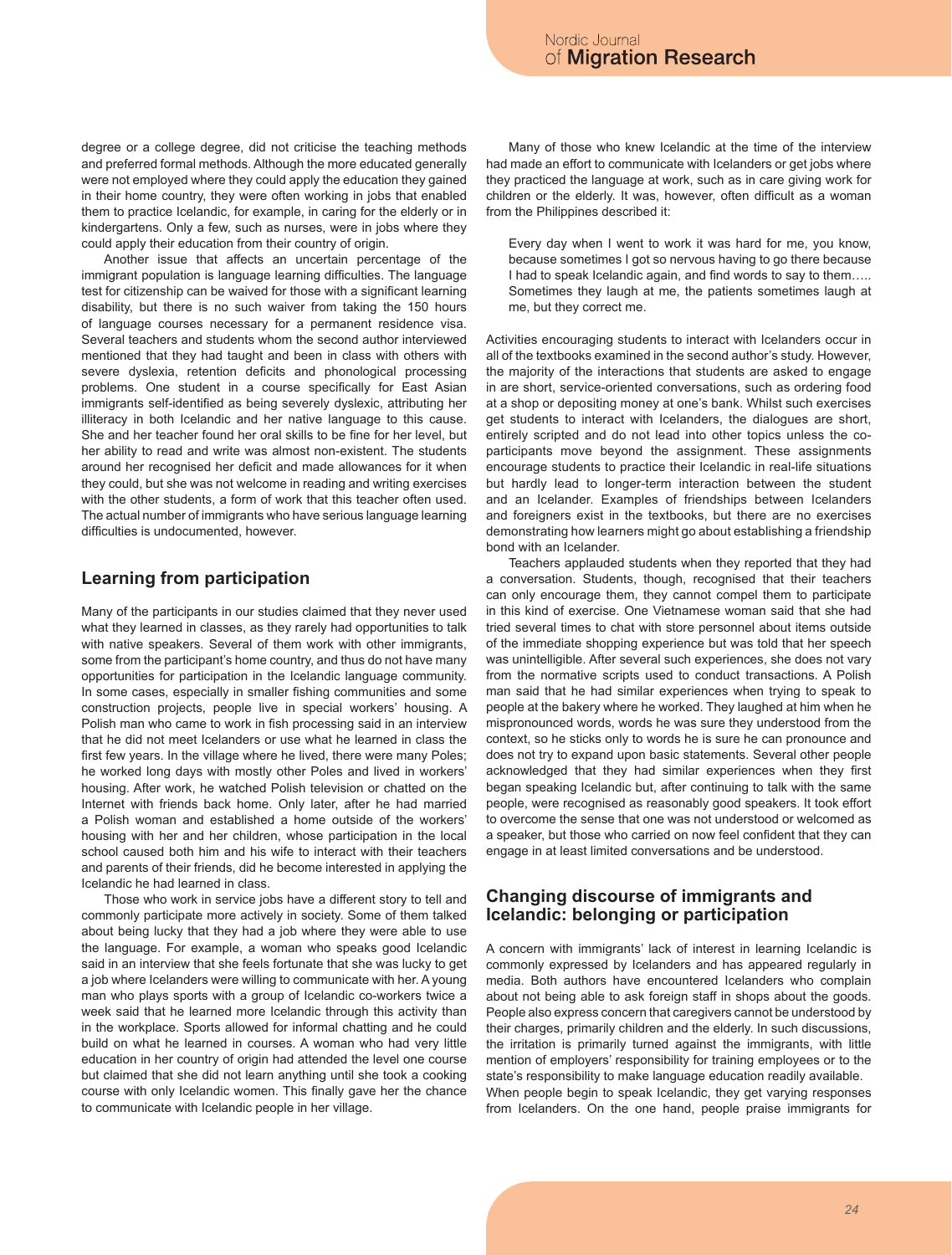degree or a college degree, did not criticise the teaching methods and preferred formal methods. Although the more educated generally were not employed where they could apply the education they gained in their home country, they were often working in jobs that enabled them to practice Icelandic, for example, in caring for the elderly or in kindergartens. Only a few, such as nurses, were in jobs where they could apply their education from their country of origin.

Another issue that affects an uncertain percentage of the immigrant population is language learning difficulties. The language test for citizenship can be waived for those with a significant learning disability, but there is no such waiver from taking the 150 hours of language courses necessary for a permanent residence visa. Several teachers and students whom the second author interviewed mentioned that they had taught and been in class with others with severe dyslexia, retention deficits and phonological processing problems. One student in a course specifically for East Asian immigrants self-identified as being severely dyslexic, attributing her illiteracy in both Icelandic and her native language to this cause. She and her teacher found her oral skills to be fine for her level, but her ability to read and write was almost non-existent. The students around her recognised her deficit and made allowances for it when they could, but she was not welcome in reading and writing exercises with the other students, a form of work that this teacher often used. The actual number of immigrants who have serious language learning difficulties is undocumented, however.

## Learning from participation

Many of the participants in our studies claimed that they never used what they learned in classes, as they rarely had opportunities to talk with native speakers. Several of them work with other immigrants, some from the participant's home country, and thus do not have many opportunities for participation in the Icelandic language community. In some cases, especially in smaller fishing communities and some construction projects, people live in special workers' housing. A Polish man who came to work in fish processing said in an interview that he did not meet Icelanders or use what he learned in class the first few years. In the village where he lived, there were many Poles; he worked long days with mostly other Poles and lived in workers' housing. After work, he watched Polish television or chatted on the Internet with friends back home. Only later, after he had married a Polish woman and established a home outside of the workers' housing with her and her children, whose participation in the local school caused both him and his wife to interact with their teachers and parents of their friends, did he become interested in applying the Icelandic he had learned in class.

Those who work in service jobs have a different story to tell and commonly participate more actively in society. Some of them talked about being lucky that they had a job where they were able to use the language. For example, a woman who speaks good Icelandic said in an interview that she feels fortunate that she was lucky to get a job where Icelanders were willing to communicate with her. A young man who plays sports with a group of Icelandic co-workers twice a week said that he learned more Icelandic through this activity than in the workplace. Sports allowed for informal chatting and he could build on what he learned in courses. A woman who had very little education in her country of origin had attended the level one course but claimed that she did not learn anything until she took a cooking course with only Icelandic women. This finally gave her the chance to communicate with Icelandic people in her village.

Many of those who knew Icelandic at the time of the interview had made an effort to communicate with Icelanders or get jobs where they practiced the language at work, such as in care giving work for children or the elderly. It was, however, often difficult as a woman from the Philippines described it:

> Every day when I went to work it was hard for me, you know, because sometimes I got so nervous having to go there because I had to speak Icelandic again, and find words to say to them….. Sometimes they laugh at me, the patients sometimes laugh at me, but they correct me.

Activities encouraging students to interact with Icelanders occur in all of the textbooks examined in the second author's study. However, the majority of the interactions that students are asked to engage in are short, service-oriented conversations, such as ordering food at a shop or depositing money at one's bank. Whilst such exercises get students to interact with Icelanders, the dialogues are short, entirely scripted and do not lead into other topics unless the co-participants move beyond the assignment. These assignments encourage students to practice their Icelandic in real-life situations but hardly lead to longer-term interaction between the student and an Icelander. Examples of friendships between Icelanders and foreigners exist in the textbooks, but there are no exercises demonstrating how learners might go about establishing a friendship bond with an Icelander.

Teachers applauded students when they reported that they had a conversation. Students, though, recognised that their teachers can only encourage them, they cannot compel them to participate in this kind of exercise. One Vietnamese woman said that she had tried several times to chat with store personnel about items outside of the immediate shopping experience but was told that her speech was unintelligible. After several such experiences, she does not vary from the normative scripts used to conduct transactions. A Polish man said that he had similar experiences when trying to speak to people at the bakery where he worked. They laughed at him when he mispronounced words, words he was sure they understood from the context, so he sticks only to words he is sure he can pronounce and does not try to expand upon basic statements. Several other people acknowledged that they had similar experiences when they first began speaking Icelandic but, after continuing to talk with the same people, were recognised as reasonably good speakers. It took effort to overcome the sense that one was not understood or welcomed as a speaker, but those who carried on now feel confident that they can engage in at least limited conversations and be understood.

## Changing discourse of immigrants and Icelandic: belonging or participation

A concern with immigrants' lack of interest in learning Icelandic is commonly expressed by Icelanders and has appeared regularly in media. Both authors have encountered Icelanders who complain about not being able to ask foreign staff in shops about the goods. People also express concern that caregivers cannot be understood by their charges, primarily children and the elderly. In such discussions, the irritation is primarily turned against the immigrants, with little mention of employers' responsibility for training employees or to the state's responsibility to make language education readily available.

When people begin to speak Icelandic, they get varying responses from Icelanders. On the one hand, people praise immigrants for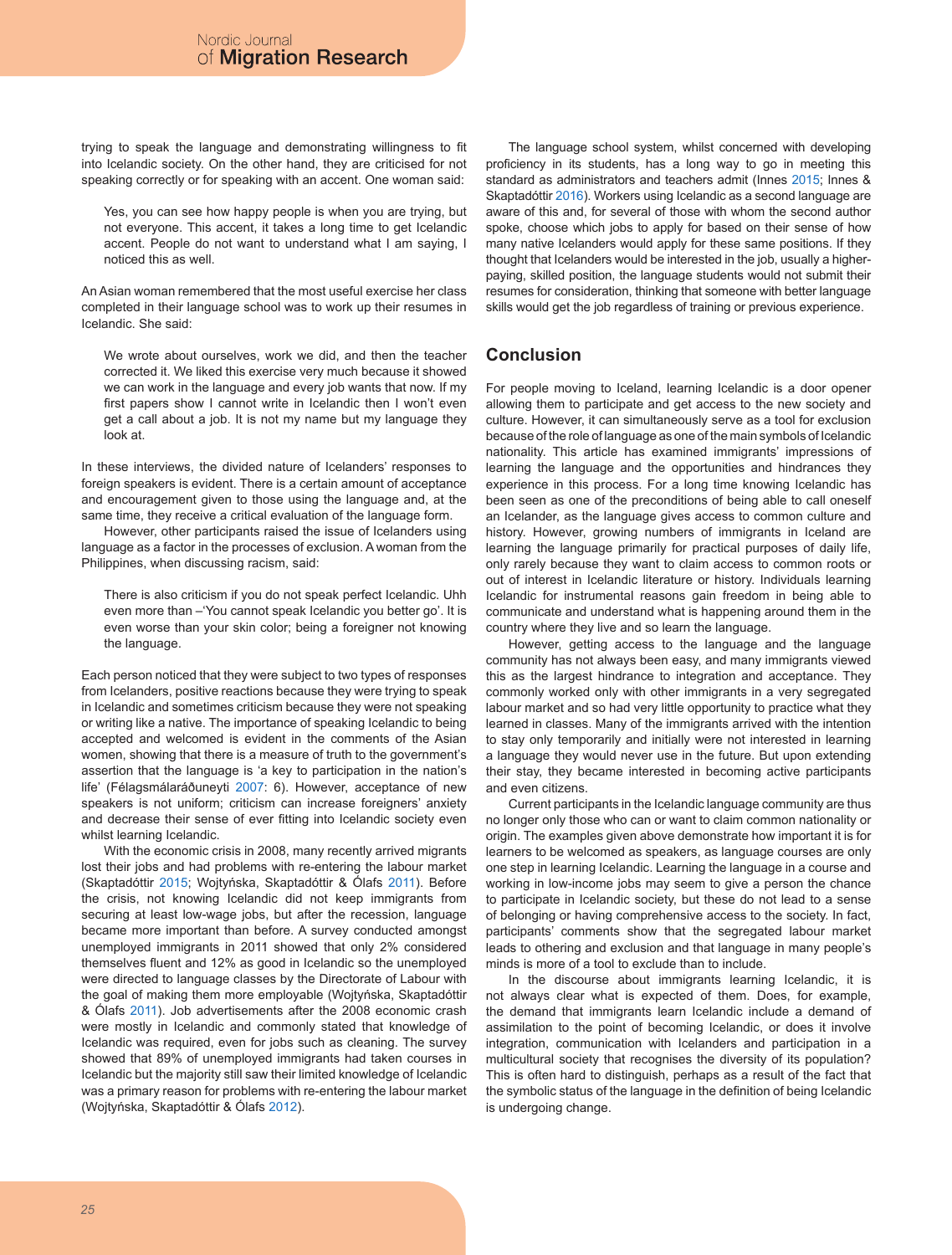trying to speak the language and demonstrating willingness to fit into Icelandic society. On the other hand, they are criticised for not speaking correctly or for speaking with an accent. One woman said:

> Yes, you can see how happy people is when you are trying, but not everyone. This accent, it takes a long time to get Icelandic accent. People do not want to understand what I am saying, I noticed this as well.

An Asian woman remembered that the most useful exercise her class completed in their language school was to work up their resumes in Icelandic. She said:

> We wrote about ourselves, work we did, and then the teacher corrected it. We liked this exercise very much because it showed we can work in the language and every job wants that now. If my first papers show I cannot write in Icelandic then I won't even get a call about a job. It is not my name but my language they look at.

In these interviews, the divided nature of Icelanders' responses to foreign speakers is evident. There is a certain amount of acceptance and encouragement given to those using the language and, at the same time, they receive a critical evaluation of the language form.

However, other participants raised the issue of Icelanders using language as a factor in the processes of exclusion. A woman from the Philippines, when discussing racism, said:

> There is also criticism if you do not speak perfect Icelandic. Uhh even more than –'You cannot speak Icelandic you better go'. It is even worse than your skin color; being a foreigner not knowing the language.

Each person noticed that they were subject to two types of responses from Icelanders, positive reactions because they were trying to speak in Icelandic and sometimes criticism because they were not speaking or writing like a native. The importance of speaking Icelandic to being accepted and welcomed is evident in the comments of the Asian women, showing that there is a measure of truth to the government's assertion that the language is 'a key to participation in the nation's life' (Félagsmálaráðuneyti 2007: 6). However, acceptance of new speakers is not uniform; criticism can increase foreigners' anxiety and decrease their sense of ever fitting into Icelandic society even whilst learning Icelandic.

With the economic crisis in 2008, many recently arrived migrants lost their jobs and had problems with re-entering the labour market (Skaptadóttir 2015; Wojtyńska, Skaptadóttir & Ólafs 2011). Before the crisis, not knowing Icelandic did not keep immigrants from securing at least low-wage jobs, but after the recession, language became more important than before. A survey conducted amongst unemployed immigrants in 2011 showed that only 2% considered themselves fluent and 12% as good in Icelandic so the unemployed were directed to language classes by the Directorate of Labour with the goal of making them more employable (Wojtyńska, Skaptadóttir & Ólafs 2011). Job advertisements after the 2008 economic crash were mostly in Icelandic and commonly stated that knowledge of Icelandic was required, even for jobs such as cleaning. The survey showed that 89% of unemployed immigrants had taken courses in Icelandic but the majority still saw their limited knowledge of Icelandic was a primary reason for problems with re-entering the labour market (Wojtyńska, Skaptadóttir & Ólafs 2012).

The language school system, whilst concerned with developing proficiency in its students, has a long way to go in meeting this standard as administrators and teachers admit (Innes 2015; Innes & Skaptadóttir 2016). Workers using Icelandic as a second language are aware of this and, for several of those with whom the second author spoke, choose which jobs to apply for based on their sense of how many native Icelanders would apply for these same positions. If they thought that Icelanders would be interested in the job, usually a higher-paying, skilled position, the language students would not submit their resumes for consideration, thinking that someone with better language skills would get the job regardless of training or previous experience.

## Conclusion

For people moving to Iceland, learning Icelandic is a door opener allowing them to participate and get access to the new society and culture. However, it can simultaneously serve as a tool for exclusion because of the role of language as one of the main symbols of Icelandic nationality. This article has examined immigrants' impressions of learning the language and the opportunities and hindrances they experience in this process. For a long time knowing Icelandic has been seen as one of the preconditions of being able to call oneself an Icelander, as the language gives access to common culture and history. However, growing numbers of immigrants in Iceland are learning the language primarily for practical purposes of daily life, only rarely because they want to claim access to common roots or out of interest in Icelandic literature or history. Individuals learning Icelandic for instrumental reasons gain freedom in being able to communicate and understand what is happening around them in the country where they live and so learn the language.

However, getting access to the language and the language community has not always been easy, and many immigrants viewed this as the largest hindrance to integration and acceptance. They commonly worked only with other immigrants in a very segregated labour market and so had very little opportunity to practice what they learned in classes. Many of the immigrants arrived with the intention to stay only temporarily and initially were not interested in learning a language they would never use in the future. But upon extending their stay, they became interested in becoming active participants and even citizens.

Current participants in the Icelandic language community are thus no longer only those who can or want to claim common nationality or origin. The examples given above demonstrate how important it is for learners to be welcomed as speakers, as language courses are only one step in learning Icelandic. Learning the language in a course and working in low-income jobs may seem to give a person the chance to participate in Icelandic society, but these do not lead to a sense of belonging or having comprehensive access to the society. In fact, participants' comments show that the segregated labour market leads to othering and exclusion and that language in many people's minds is more of a tool to exclude than to include.

In the discourse about immigrants learning Icelandic, it is not always clear what is expected of them. Does, for example, the demand that immigrants learn Icelandic include a demand of assimilation to the point of becoming Icelandic, or does it involve integration, communication with Icelanders and participation in a multicultural society that recognises the diversity of its population? This is often hard to distinguish, perhaps as a result of the fact that the symbolic status of the language in the definition of being Icelandic is undergoing change.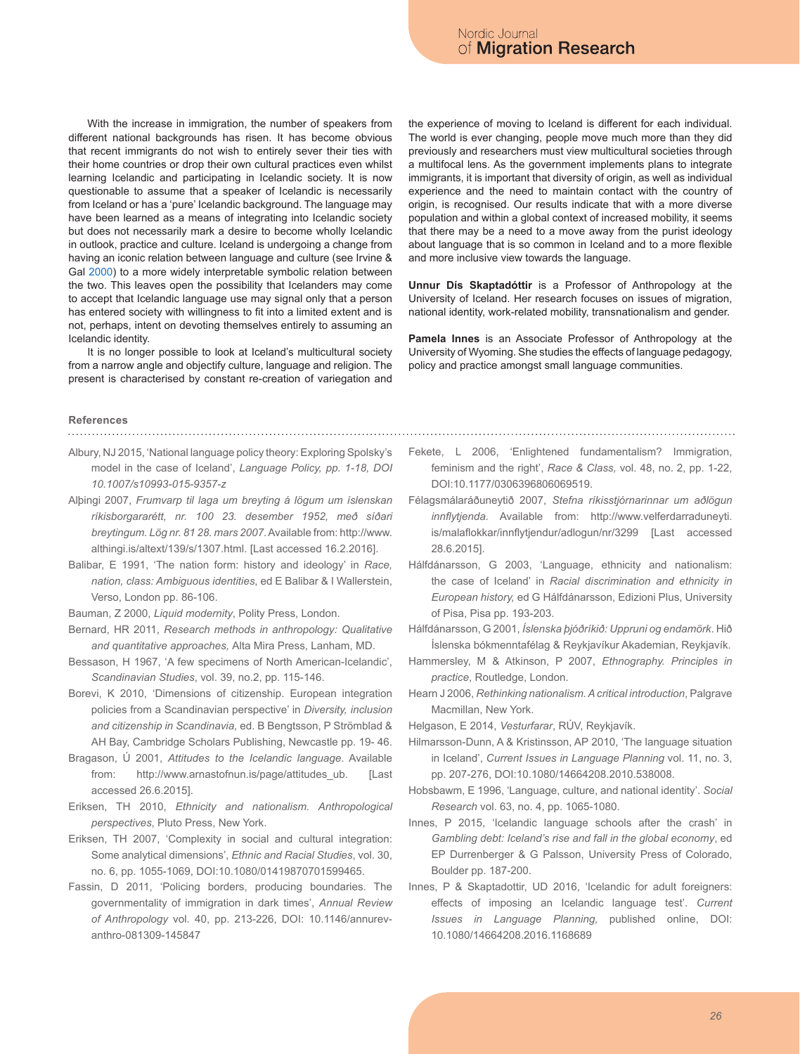With the increase in immigration, the number of speakers from different national backgrounds has risen. It has become obvious that recent immigrants do not wish to entirely sever their ties with their home countries or drop their own cultural practices even whilst learning Icelandic and participating in Icelandic society. It is now questionable to assume that a speaker of Icelandic is necessarily from Iceland or has a 'pure' Icelandic background. The language may have been learned as a means of integrating into Icelandic society but does not necessarily mark a desire to become wholly Icelandic in outlook, practice and culture. Iceland is undergoing a change from having an iconic relation between language and culture (see Irvine & Gal 2000) to a more widely interpretable symbolic relation between the two. This leaves open the possibility that Icelanders may come to accept that Icelandic language use may signal only that a person has entered society with willingness to fit into a limited extent and is not, perhaps, intent on devoting themselves entirely to assuming an Icelandic identity.

It is no longer possible to look at Iceland's multicultural society from a narrow angle and objectify culture, language and religion. The present is characterised by constant re-creation of variegation and the experience of moving to Iceland is different for each individual. The world is ever changing, people move much more than they did previously and researchers must view multicultural societies through a multifocal lens. As the government implements plans to integrate immigrants, it is important that diversity of origin, as well as individual experience and the need to maintain contact with the country of origin, is recognised. Our results indicate that with a more diverse population and within a global context of increased mobility, it seems that there may be a need to a move away from the purist ideology about language that is so common in Iceland and to a more flexible and more inclusive view towards the language.

**Unnur Dís Skaptadóttir** is a Professor of Anthropology at the University of Iceland. Her research focuses on issues of migration, national identity, work-related mobility, transnationalism and gender.

**Pamela Innes** is an Associate Professor of Anthropology at the University of Wyoming. She studies the effects of language pedagogy, policy and practice amongst small language communities.

## References

Albury, NJ 2015, 'National language policy theory: Exploring Spolsky's model in the case of Iceland', *Language Policy, pp. 1-18, DOI 10.1007/s10993-015-9357-z*

Alþingi 2007, *Frumvarp til laga um breyting á lögum um íslenskan ríkisborgararétt, nr. 100 23. desember 1952, með síðari breytingum. Lög nr. 81 28. mars 2007*. Available from: http://www.althingi.is/altext/139/s/1307.html. [Last accessed 16.2.2016].

Balibar, E 1991, 'The nation form: history and ideology' in *Race, nation, class: Ambiguous identities*, ed E Balibar & I Wallerstein, Verso, London pp. 86-106.

Bauman, Z 2000, *Liquid modernity*, Polity Press, London.

Bernard, HR 2011, *Research methods in anthropology: Qualitative and quantitative approaches,* Alta Mira Press, Lanham, MD.

Bessason, H 1967, 'A few specimens of North American-Icelandic', *Scandinavian Studies*, vol. 39, no.2, pp. 115-146.

Borevi, K 2010, 'Dimensions of citizenship. European integration policies from a Scandinavian perspective' in *Diversity, inclusion and citizenship in Scandinavia,* ed. B Bengtsson, P Strömblad & AH Bay, Cambridge Scholars Publishing, Newcastle pp. 19- 46.

Bragason, Ú 2001, *Attitudes to the Icelandic language*. Available from: http://www.arnastofnun.is/page/attitudes_ub. [Last accessed 26.6.2015].

Eriksen, TH 2010, *Ethnicity and nationalism. Anthropological perspectives*, Pluto Press, New York.

Eriksen, TH 2007, 'Complexity in social and cultural integration: Some analytical dimensions', *Ethnic and Racial Studies*, vol. 30, no. 6, pp. 1055-1069, DOI:10.1080/01419870701599465.

Fassin, D 2011, 'Policing borders, producing boundaries. The governmentality of immigration in dark times', *Annual Review of Anthropology* vol. 40, pp. 213-226, DOI: 10.1146/annurev-anthro-081309-145847

Fekete, L 2006, 'Enlightened fundamentalism? Immigration, feminism and the right', *Race & Class,* vol. 48, no. 2, pp. 1-22, DOI:10.1177/0306396806069519.

Félagsmálaráðuneytið 2007, *Stefna ríkisstjórnarinnar um aðlögun innflytjenda.* Available from: http://www.velferdarraduneyti.is/malaflokkar/innflytjendur/adlogun/nr/3299 [Last accessed 28.6.2015].

Hálfdánarsson, G 2003, 'Language, ethnicity and nationalism: the case of Iceland' in *Racial discrimination and ethnicity in European history,* ed G Hálfdánarsson, Edizioni Plus, University of Pisa, Pisa pp. 193-203.

Hálfdánarsson, G 2001, *Íslenska þjóðríkið: Uppruni og endamörk*. Hið Íslenska bókmenntafélag & Reykjavíkur Akademian, Reykjavík.

Hammersley, M & Atkinson, P 2007, *Ethnography. Principles in practice*, Routledge, London.

Hearn J 2006, *Rethinking nationalism. A critical introduction*, Palgrave Macmillan, New York.

Helgason, E 2014, *Vesturfarar*, RÚV, Reykjavík.

Hilmarsson-Dunn, A & Kristinsson, AP 2010, 'The language situation in Iceland', *Current Issues in Language Planning* vol. 11, no. 3, pp. 207-276, DOI:10.1080/14664208.2010.538008.

Hobsbawm, E 1996, 'Language, culture, and national identity'. *Social Research* vol. 63, no. 4, pp. 1065-1080.

Innes, P 2015, 'Icelandic language schools after the crash' in *Gambling debt: Iceland's rise and fall in the global economy*, ed EP Durrenberger & G Palsson, University Press of Colorado, Boulder pp. 187-200.

Innes, P & Skaptadottir, UD 2016, 'Icelandic for adult foreigners: effects of imposing an Icelandic language test'. *Current Issues in Language Planning,* published online, DOI: 10.1080/14664208.2016.1168689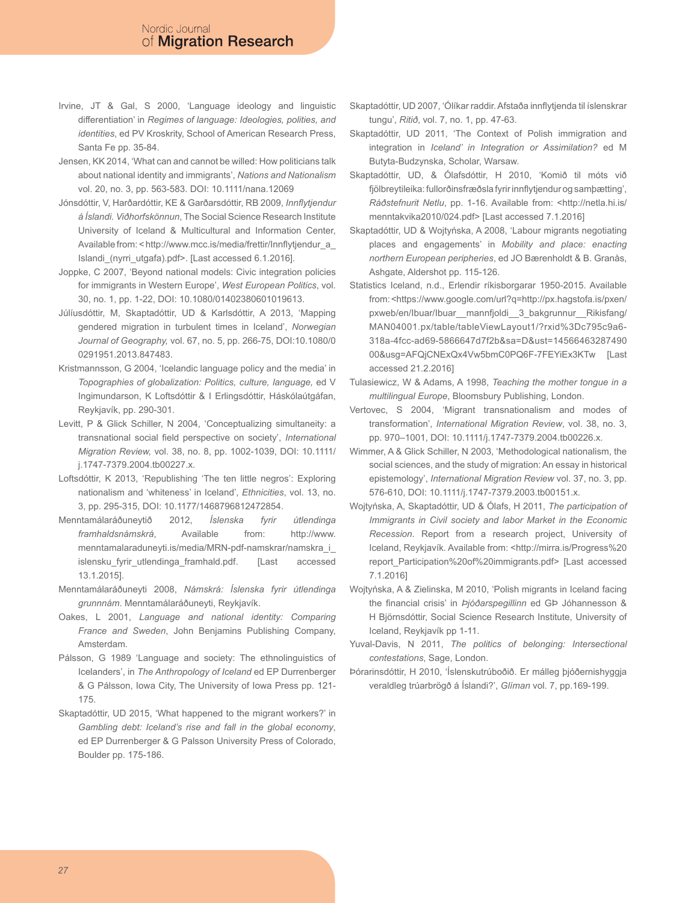Irvine, JT & Gal, S 2000, 'Language ideology and linguistic differentiation' in *Regimes of language: Ideologies, polities, and identities*, ed PV Kroskrity, School of American Research Press, Santa Fe pp. 35-84.

Jensen, KK 2014, 'What can and cannot be willed: How politicians talk about national identity and immigrants', *Nations and Nationalism* vol. 20, no. 3, pp. 563-583. DOI: 10.1111/nana.12069

Jónsdóttir, V, Harðardóttir, KE & Garðarsdóttir, RB 2009, *Innflytjendur á Íslandi. Viðhorfskönnun*, The Social Science Research Institute University of Iceland & Multicultural and Information Center, Available from: <http://www.mcc.is/media/frettir/Innflytjendur_a_Islandi_(nyrri_utgafa).pdf>. [Last accessed 6.1.2016].

Joppke, C 2007, 'Beyond national models: Civic integration policies for immigrants in Western Europe', *West European Politics*, vol. 30, no. 1, pp. 1-22, DOI: 10.1080/01402380601019613.

Júlíusdóttir, M, Skaptadóttir, UD & Karlsdóttir, A 2013, 'Mapping gendered migration in turbulent times in Iceland', *Norwegian Journal of Geography,* vol. 67, no. 5, pp. 266-75, DOI:10.1080/00291951.2013.847483.

Kristmannsson, G 2004, 'Icelandic language policy and the media' in *Topographies of globalization: Politics, culture, language,* ed V Ingimundarson, K Loftsdóttir & I Erlingsdóttir, Háskólaútgáfan, Reykjavík, pp. 290-301.

Levitt, P & Glick Schiller, N 2004, 'Conceptualizing simultaneity: a transnational social field perspective on society', *International Migration Review,* vol. 38, no. 8, pp. 1002-1039, DOI: 10.1111/j.1747-7379.2004.tb00227.x.

Loftsdóttir, K 2013, 'Republishing 'The ten little negros': Exploring nationalism and 'whiteness' in Iceland', *Ethnicities*, vol. 13, no. 3, pp. 295-315, DOI: 10.1177/1468796812472854.

Menntamálaráðuneytið 2012, *Íslenska fyrir útlendinga framhaldsnámskrá*, Available from: http://www.menntamalaraduneyti.is/media/MRN-pdf-namskrar/namskra_i_islensku_fyrir_utlendinga_framhald.pdf. [Last accessed 13.1.2015].

Menntamálaráðuneyti 2008, *Námskrá: Íslenska fyrir útlendinga grunnnám*. Menntamálaráðuneyti, Reykjavík.

Oakes, L 2001, *Language and national identity: Comparing France and Sweden*, John Benjamins Publishing Company, Amsterdam.

Pálsson, G 1989 'Language and society: The ethnolinguistics of Icelanders', in *The Anthropology of Iceland* ed EP Durrenberger & G Pálsson, Iowa City, The University of Iowa Press pp. 121-175.

Skaptadóttir, UD 2015, 'What happened to the migrant workers?' in *Gambling debt: Iceland's rise and fall in the global economy*, ed EP Durrenberger & G Palsson University Press of Colorado, Boulder pp. 175-186.

Skaptadóttir, UD 2007, 'Ólíkar raddir. Afstaða innflytjenda til íslenskrar tungu', *Ritið*, vol. 7, no. 1, pp. 47-63.

Skaptadóttir, UD 2011, 'The Context of Polish immigration and integration in *Iceland' in Integration or Assimilation?* ed M Butyta-Budzynska, Scholar, Warsaw.

Skaptadóttir, UD, & Ólafsdóttir, H 2010, 'Komið til móts við fjölbreytileika: fullorðinsfræðsla fyrir innflytjendur og samþætting', *Ráðstefnurit Netlu*, pp. 1-16. Available from: <http://netla.hi.is/menntakvika2010/024.pdf> [Last accessed 7.1.2016]

Skaptadóttir, UD & Wojtyńska, A 2008, 'Labour migrants negotiating places and engagements' in *Mobility and place: enacting northern European peripheries*, ed JO Bærenholdt & B. Granås, Ashgate, Aldershot pp. 115-126.

Statistics Iceland, n.d., Erlendir ríkisborgarar 1950-2015. Available from: <https://www.google.com/url?q=http://px.hagstofa.is/pxen/pxweb/en/Ibuar/Ibuar__mannfjoldi__3_bakgrunnur__Rikisfang/MAN04001.px/table/tableViewLayout1/?rxid%3Dc795c9a6-318a-4fcc-ad69-5866647d7f2b&sa=D&ust=1456646328749000&usg=AFQjCNExQx4Vw5bmC0PQ6F-7FEYiEx3KTw [Last accessed 21.2.2016]

Tulasiewicz, W & Adams, A 1998, *Teaching the mother tongue in a multilingual Europe*, Bloomsbury Publishing, London.

Vertovec, S 2004, 'Migrant transnationalism and modes of transformation', *International Migration Review*, vol. 38, no. 3, pp. 970–1001, DOI: 10.1111/j.1747-7379.2004.tb00226.x.

Wimmer, A & Glick Schiller, N 2003, 'Methodological nationalism, the social sciences, and the study of migration: An essay in historical epistemology', *International Migration Review* vol. 37, no. 3, pp. 576-610, DOI: 10.1111/j.1747-7379.2003.tb00151.x.

Wojtyńska, A, Skaptadóttir, UD & Ólafs, H 2011, *The participation of Immigrants in Civil society and labor Market in the Economic Recession*. Report from a research project, University of Iceland, Reykjavík. Available from: <http://mirra.is/Progress%20report_Participation%20of%20immigrants.pdf> [Last accessed 7.1.2016]

Wojtyńska, A & Zielinska, M 2010, 'Polish migrants in Iceland facing the financial crisis' in *Þjóðarspegillinn* ed GÞ Jóhannesson & H Björnsdóttir, Social Science Research Institute, University of Iceland, Reykjavík pp 1-11.

Yuval-Davis, N 2011, *The politics of belonging: Intersectional contestations*, Sage, London.

Þórarinsdóttir, H 2010, 'Íslenskutrúboðið. Er málleg þjóðernishyggja veraldleg trúarbrögð á Íslandi?', *Glíman* vol. 7, pp.169-199.